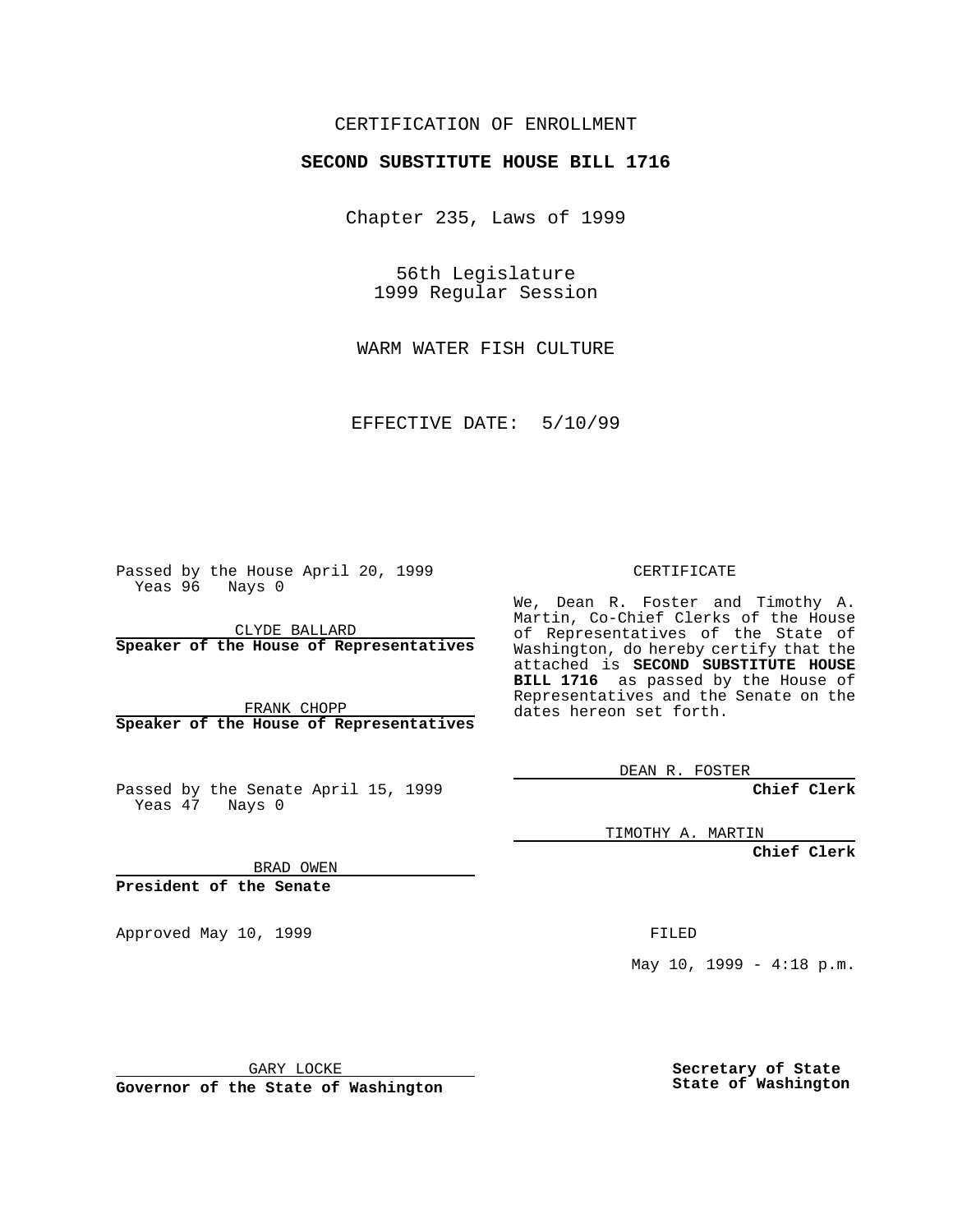CERTIFICATION OF ENROLLMENT

**SECOND SUBSTITUTE HOUSE BILL 1716**

Chapter 235, Laws of 1999

56th Legislature
1999 Regular Session

WARM WATER FISH CULTURE

EFFECTIVE DATE: 5/10/99

Passed by the House April 20, 1999
Yeas 96 Nays 0

CLYDE BALLARD
**Speaker of the House of Representatives**

FRANK CHOPP
**Speaker of the House of Representatives**

Passed by the Senate April 15, 1999
Yeas 47 Nays 0

BRAD OWEN
**President of the Senate**

Approved May 10, 1999

GARY LOCKE
**Governor of the State of Washington**

CERTIFICATE

We, Dean R. Foster and Timothy A. Martin, Co-Chief Clerks of the House of Representatives of the State of Washington, do hereby certify that the attached is **SECOND SUBSTITUTE HOUSE BILL 1716** as passed by the House of Representatives and the Senate on the dates hereon set forth.

DEAN R. FOSTER
**Chief Clerk**

TIMOTHY A. MARTIN
**Chief Clerk**

FILED

May 10, 1999 - 4:18 p.m.

**Secretary of State**
**State of Washington**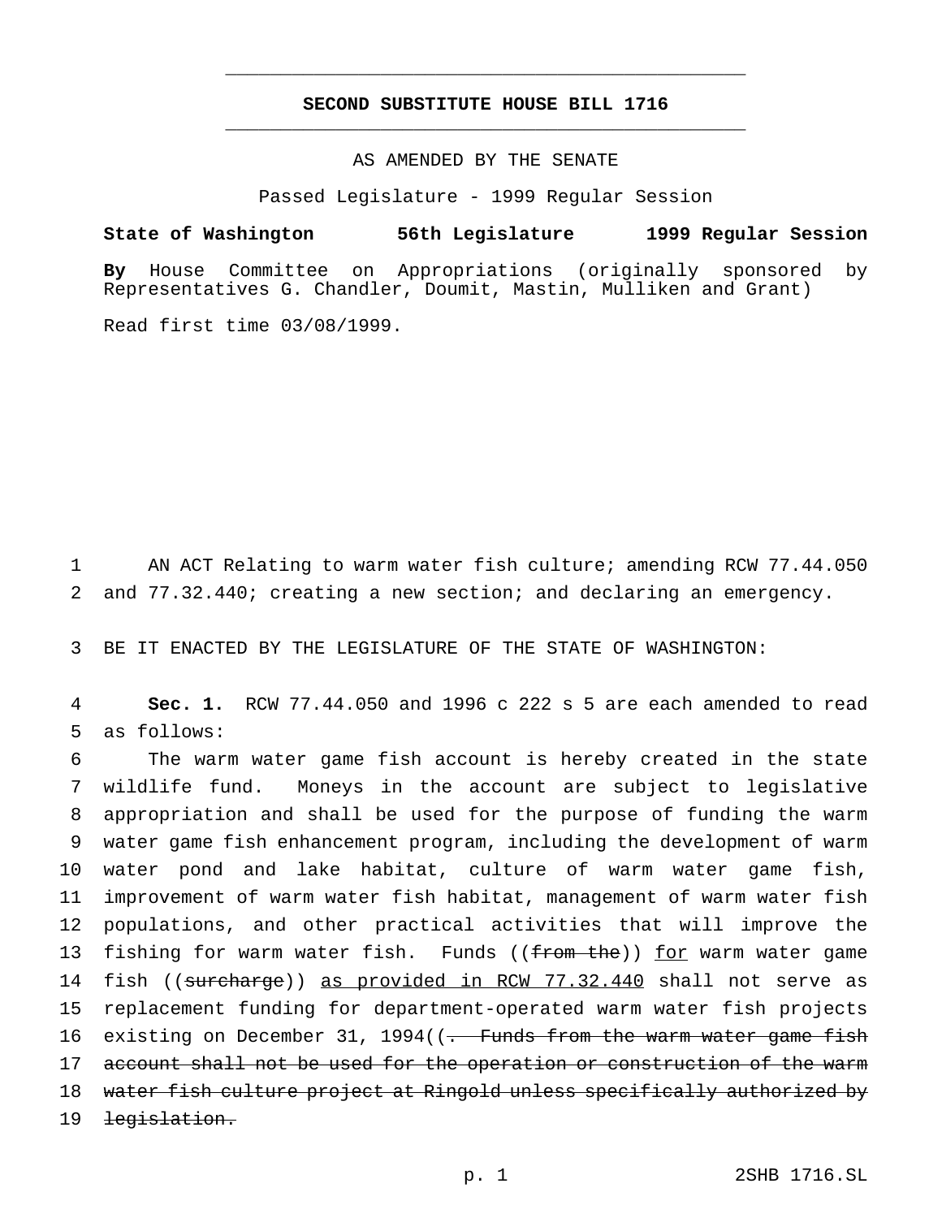# SECOND SUBSTITUTE HOUSE BILL 1716

AS AMENDED BY THE SENATE

Passed Legislature - 1999 Regular Session

**State of Washington 56th Legislature 1999 Regular Session**

**By** House Committee on Appropriations (originally sponsored by Representatives G. Chandler, Doumit, Mastin, Mulliken and Grant)

Read first time 03/08/1999.

AN ACT Relating to warm water fish culture; amending RCW 77.44.050 and 77.32.440; creating a new section; and declaring an emergency.

BE IT ENACTED BY THE LEGISLATURE OF THE STATE OF WASHINGTON:

**Sec. 1.** RCW 77.44.050 and 1996 c 222 s 5 are each amended to read as follows:

The warm water game fish account is hereby created in the state wildlife fund. Moneys in the account are subject to legislative appropriation and shall be used for the purpose of funding the warm water game fish enhancement program, including the development of warm water pond and lake habitat, culture of warm water game fish, improvement of warm water fish habitat, management of warm water fish populations, and other practical activities that will improve the fishing for warm water fish. Funds ((~~from the~~)) <u>for</u> warm water game fish ((~~surcharge~~)) <u>as provided in RCW 77.32.440</u> shall not serve as replacement funding for department-operated warm water fish projects existing on December 31, 1994((~~. Funds from the warm water game fish account shall not be used for the operation or construction of the warm water fish culture project at Ringold unless specifically authorized by legislation.~~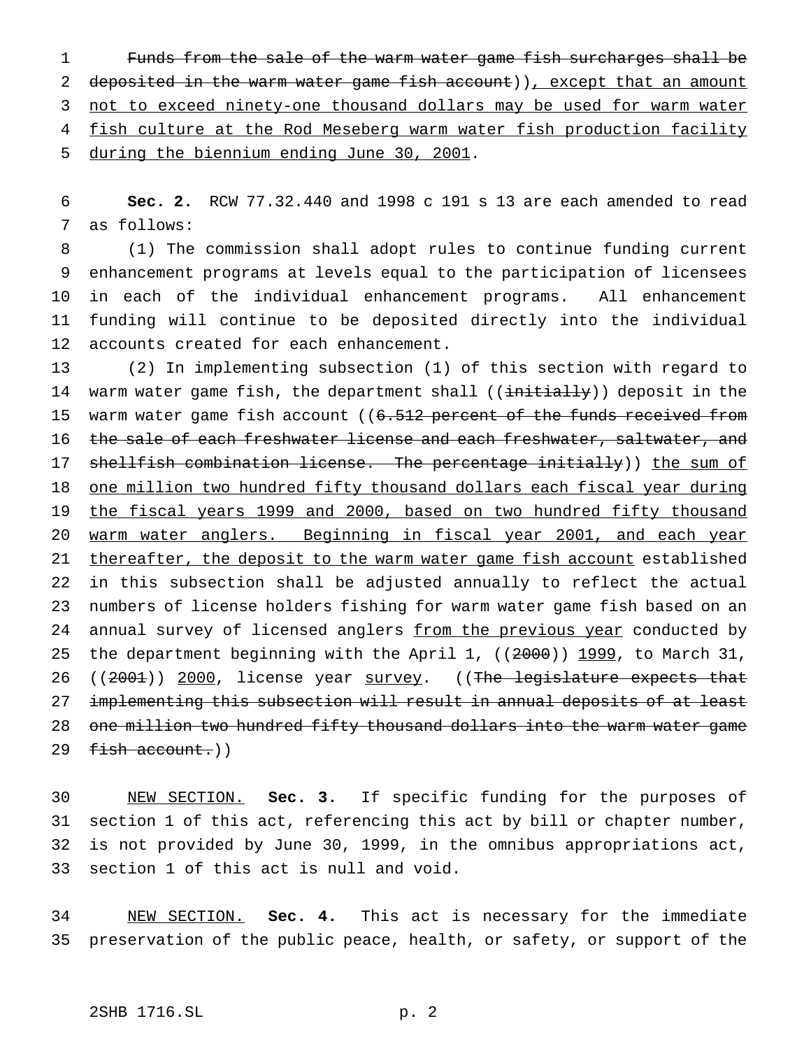~~Funds from the sale of the warm water game fish surcharges shall be deposited in the warm water game fish account~~)), except that an amount not to exceed ninety-one thousand dollars may be used for warm water fish culture at the Rod Meseberg warm water fish production facility during the biennium ending June 30, 2001.

**Sec. 2.** RCW 77.32.440 and 1998 c 191 s 13 are each amended to read as follows:

(1) The commission shall adopt rules to continue funding current enhancement programs at levels equal to the participation of licensees in each of the individual enhancement programs. All enhancement funding will continue to be deposited directly into the individual accounts created for each enhancement.

(2) In implementing subsection (1) of this section with regard to warm water game fish, the department shall ((~~initially~~)) deposit in the warm water game fish account ((~~6.512 percent of the funds received from the sale of each freshwater license and each freshwater, saltwater, and shellfish combination license. The percentage initially~~)) the sum of one million two hundred fifty thousand dollars each fiscal year during the fiscal years 1999 and 2000, based on two hundred fifty thousand warm water anglers. Beginning in fiscal year 2001, and each year thereafter, the deposit to the warm water game fish account established in this subsection shall be adjusted annually to reflect the actual numbers of license holders fishing for warm water game fish based on an annual survey of licensed anglers from the previous year conducted by the department beginning with the April 1, ((~~2000~~)) 1999, to March 31, ((~~2001~~)) 2000, license year survey. ((~~The legislature expects that implementing this subsection will result in annual deposits of at least one million two hundred fifty thousand dollars into the warm water game fish account.~~))

NEW SECTION. **Sec. 3.** If specific funding for the purposes of section 1 of this act, referencing this act by bill or chapter number, is not provided by June 30, 1999, in the omnibus appropriations act, section 1 of this act is null and void.

NEW SECTION. **Sec. 4.** This act is necessary for the immediate preservation of the public peace, health, or safety, or support of the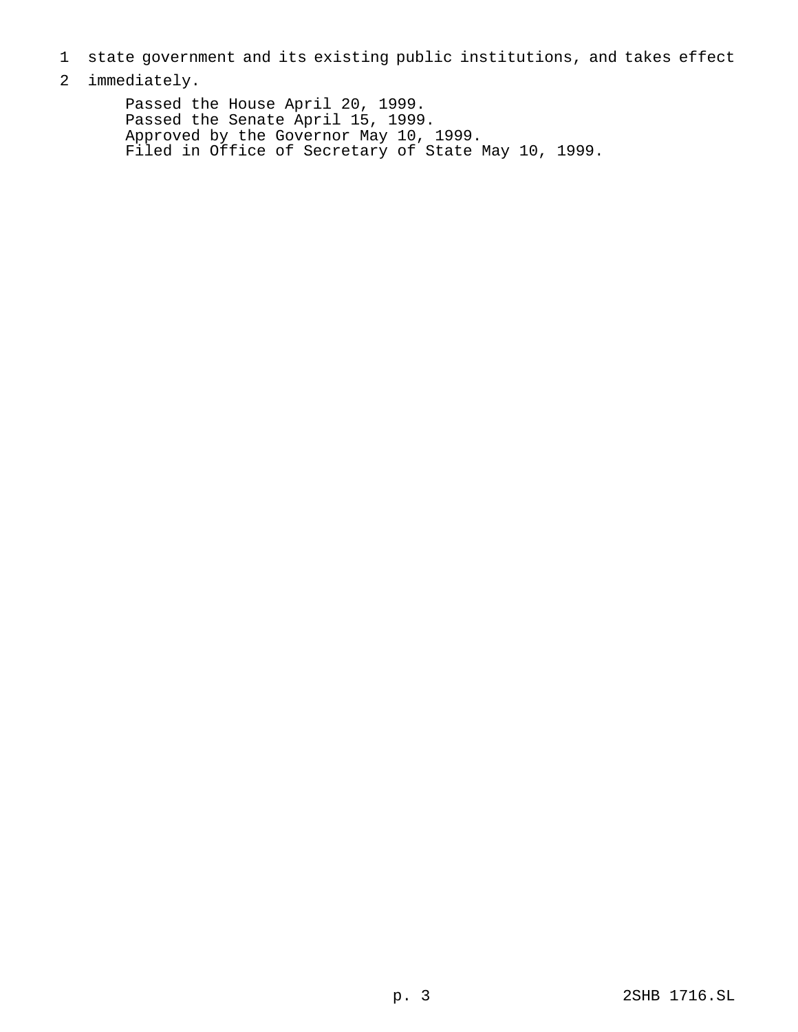state government and its existing public institutions, and takes effect immediately.

Passed the House April 20, 1999.
Passed the Senate April 15, 1999.
Approved by the Governor May 10, 1999.
Filed in Office of Secretary of State May 10, 1999.